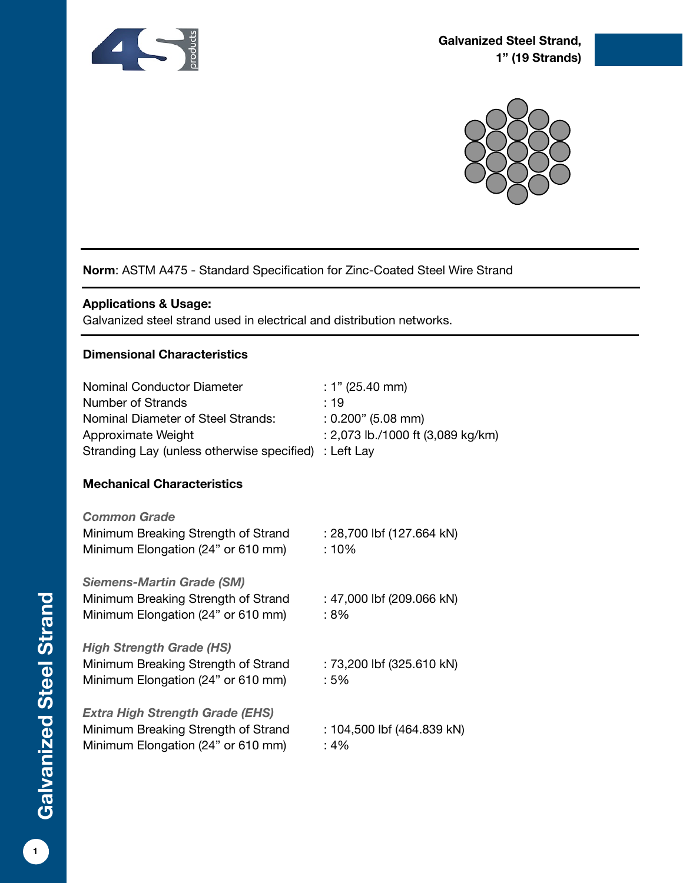# Galvanized Steel Strand, 1" (19 Strands)

**Norm**: ASTM A475 - Standard Specification for Zinc-Coated Steel Wire Strand

**Applications & Usage:**
Galvanized steel strand used in electrical and distribution networks.

### Dimensional Characteristics

| | |
|---|---|
| Nominal Conductor Diameter | : 1" (25.40 mm) |
| Number of Strands | : 19 |
| Nominal Diameter of Steel Strands: | : 0.200" (5.08 mm) |
| Approximate Weight | : 2,073 lb./1000 ft (3,089 kg/km) |
| Stranding Lay (unless otherwise specified) | : Left Lay |

### Mechanical Characteristics

*Common Grade*

| | |
|---|---|
| Minimum Breaking Strength of Strand | : 28,700 lbf (127.664 kN) |
| Minimum Elongation (24" or 610 mm) | : 10% |

*Siemens-Martin Grade (SM)*

| | |
|---|---|
| Minimum Breaking Strength of Strand | : 47,000 lbf (209.066 kN) |
| Minimum Elongation (24" or 610 mm) | : 8% |

*High Strength Grade (HS)*

| | |
|---|---|
| Minimum Breaking Strength of Strand | : 73,200 lbf (325.610 kN) |
| Minimum Elongation (24" or 610 mm) | : 5% |

*Extra High Strength Grade (EHS)*

| | |
|---|---|
| Minimum Breaking Strength of Strand | : 104,500 lbf (464.839 kN) |
| Minimum Elongation (24" or 610 mm) | : 4% |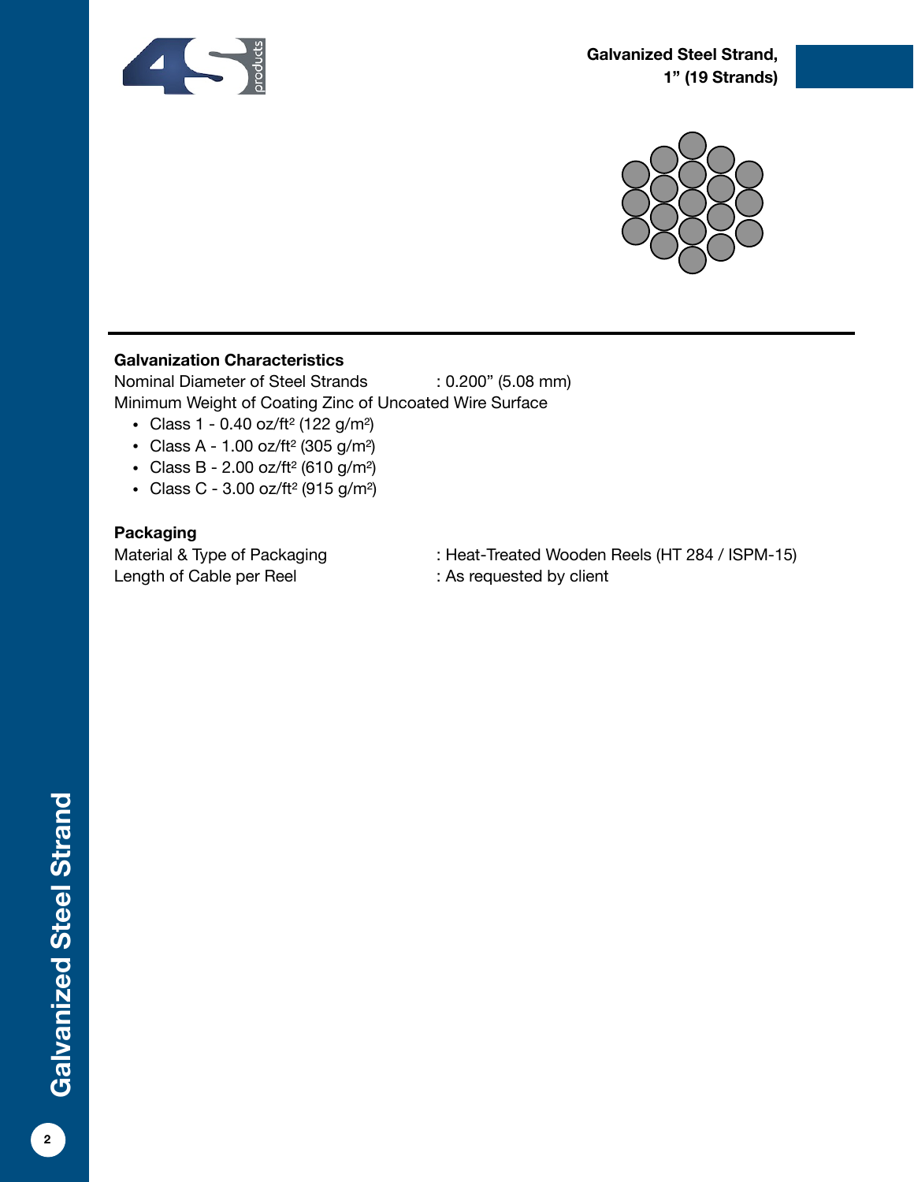**Galvanized Steel Strand, 1" (19 Strands)**

**Galvanization Characteristics**

Nominal Diameter of Steel Strands : 0.200" (5.08 mm)

Minimum Weight of Coating Zinc of Uncoated Wire Surface

- Class 1 - 0.40 oz/ft$^2$ (122 g/m$^2$)
- Class A - 1.00 oz/ft$^2$ (305 g/m$^2$)
- Class B - 2.00 oz/ft$^2$ (610 g/m$^2$)
- Class C - 3.00 oz/ft$^2$ (915 g/m$^2$)

**Packaging**

Material & Type of Packaging : Heat-Treated Wooden Reels (HT 284 / ISPM-15)

Length of Cable per Reel : As requested by client